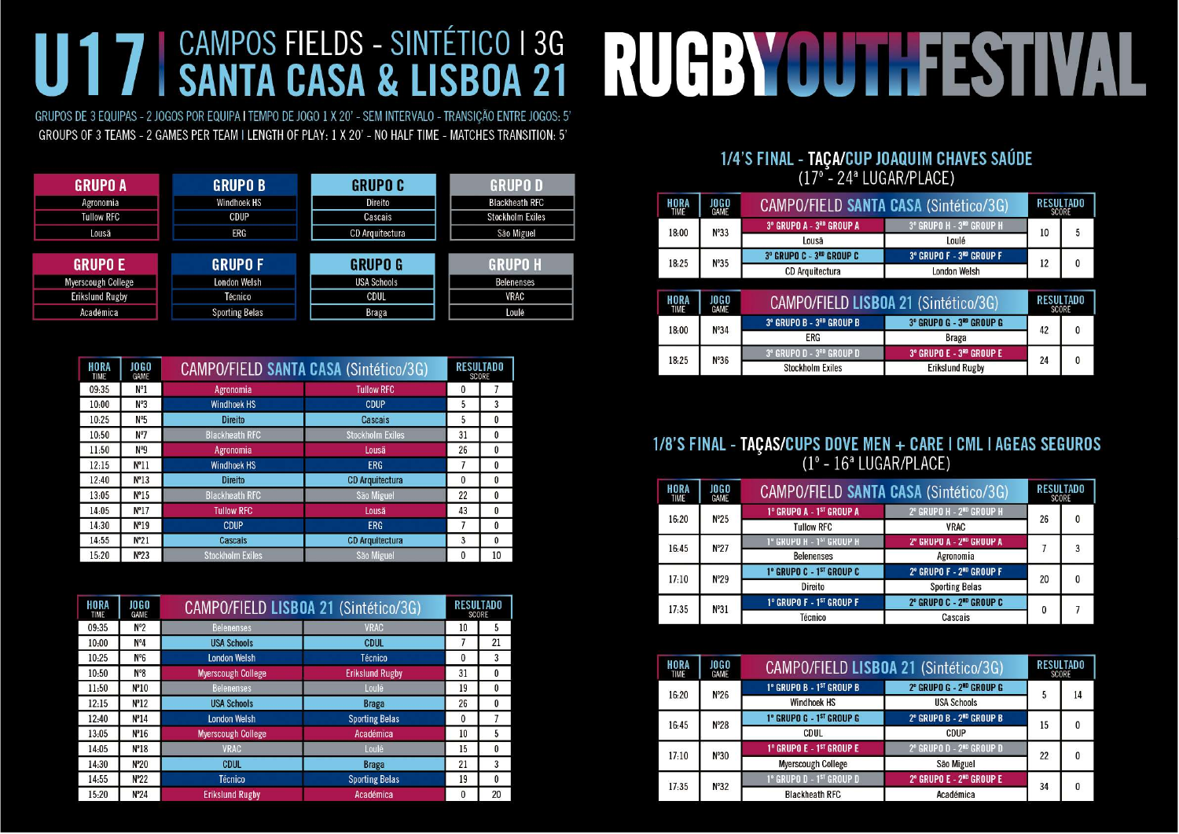# U17 | CAMPOS FIELDS - SINTÉTICO | 3G SANTA CASA & LISBOA 21

# RUGBY YOUTH FESTIVAL

GRUPOS DE 3 EQUIPAS - 2 JOGOS POR EQUIPA I TEMPO DE JOGO 1 X 20' - SEM INTERVALO - TRANSIÇÃO ENTRE JOGOS: 5'

GROUPS OF 3 TEAMS - 2 GAMES PER TEAM I LENGTH OF PLAY: 1 X 20' - NO HALF TIME - MATCHES TRANSITION: 5'

| GRUPO A | GRUPO B | GRUPO C | GRUPO D |
|---|---|---|---|
| Agronomia | Windhoek HS | Direito | Blackheath RFC |
| Tullow RFC | CDUP | Cascais | Stockholm Exiles |
| Lousã | ERG | CD Arquitectura | São Miguel |

| GRUPO E | GRUPO F | GRUPO G | GRUPO H |
|---|---|---|---|
| Myerscough College | London Welsh | USA Schools | Belenenses |
| Eriksund Rugby | Técnico | CDUL | VRAC |
| Académica | Sporting Belas | Braga | Loulé |

### CAMPO/FIELD SANTA CASA (Sintético/3G)

| HORA TIME | JOGO GAME | | | RESULTADO SCORE | |
|---|---|---|---|---|---|
| 09:35 | Nº1 | Agronomia | Tullow RFC | 0 | 7 |
| 10:00 | Nº3 | Windhoek HS | CDUP | 5 | 3 |
| 10:25 | Nº5 | Direito | Cascais | 5 | 0 |
| 10:50 | Nº7 | Blackheath RFC | Stockholm Exiles | 31 | 0 |
| 11:50 | Nº9 | Agronomia | Lousã | 26 | 0 |
| 12:15 | Nº11 | Windhoek HS | ERG | 7 | 0 |
| 12:40 | Nº13 | Direito | CD Arquitectura | 0 | 0 |
| 13:05 | Nº15 | Blackheath RFC | São Miguel | 22 | 0 |
| 14:05 | Nº17 | Tullow RFC | Lousã | 43 | 0 |
| 14:30 | Nº19 | CDUP | ERG | 7 | 0 |
| 14:55 | Nº21 | Cascais | CD Arquitectura | 3 | 0 |
| 15:20 | Nº23 | Stockholm Exiles | São Miguel | 0 | 10 |

### CAMPO/FIELD LISBOA 21 (Sintético/3G)

| HORA TIME | JOGO GAME | | | RESULTADO SCORE | |
|---|---|---|---|---|---|
| 09:35 | Nº2 | Belenenses | VRAC | 10 | 5 |
| 10:00 | Nº4 | USA Schools | CDUL | 7 | 21 |
| 10:25 | Nº6 | London Welsh | Técnico | 0 | 3 |
| 10:50 | Nº8 | Myerscough College | Eriksund Rugby | 31 | 0 |
| 11:50 | Nº10 | Belenenses | Loulé | 19 | 0 |
| 12:15 | Nº12 | USA Schools | Braga | 26 | 0 |
| 12:40 | Nº14 | London Welsh | Sporting Belas | 0 | 7 |
| 13:05 | Nº16 | Myerscough College | Académica | 10 | 5 |
| 14:05 | Nº18 | VRAC | Loulé | 15 | 0 |
| 14:30 | Nº20 | CDUL | Braga | 21 | 3 |
| 14:55 | Nº22 | Técnico | Sporting Belas | 19 | 0 |
| 15:20 | Nº24 | Eriksund Rugby | Académica | 0 | 20 |

## 1/4'S FINAL - TAÇA/CUP JOAQUIM CHAVES SAÚDE (17º - 24ª LUGAR/PLACE)

### CAMPO/FIELD SANTA CASA (Sintético/3G)

| HORA TIME | JOGO GAME | | | RESULTADO SCORE | |
|---|---|---|---|---|---|
| 18:00 | Nº33 | 3º GRUPO A - 3RD GROUP A<br>Lousã | 3º GRUPO H - 3RD GROUP H<br>Loulé | 10 | 5 |
| 18:25 | Nº35 | 3º GRUPO C - 3RD GROUP C<br>CD Arquitectura | 3º GRUPO F - 3RD GROUP F<br>London Welsh | 12 | 0 |

### CAMPO/FIELD LISBOA 21 (Sintético/3G)

| HORA TIME | JOGO GAME | | | RESULTADO SCORE | |
|---|---|---|---|---|---|
| 18:00 | Nº34 | 3º GRUPO B - 3RD GROUP B<br>ERG | 3º GRUPO G - 3RD GROUP G<br>Braga | 42 | 0 |
| 18:25 | Nº36 | 3º GRUPO D - 3RD GROUP D<br>Stockholm Exiles | 3º GRUPO E - 3RD GROUP E<br>Eriksund Rugby | 24 | 0 |

## 1/8'S FINAL - TAÇAS/CUPS DOVE MEN + CARE I CML I AGEAS SEGUROS (1º - 16º LUGAR/PLACE)

### CAMPO/FIELD SANTA CASA (Sintético/3G)

| HORA TIME | JOGO GAME | | | RESULTADO SCORE | |
|---|---|---|---|---|---|
| 16:20 | Nº25 | 1º GRUPO A - 1ST GROUP A<br>Tullow RFC | 2º GRUPO H - 2ND GROUP H<br>VRAC | 26 | 0 |
| 16:45 | Nº27 | 1º GRUPO H - 1ST GROUP H<br>Belenenses | 2º GRUPO A - 2ND GROUP A<br>Agronomia | 7 | 3 |
| 17:10 | Nº29 | 1º GRUPO C - 1ST GROUP C<br>Direito | 2º GRUPO F - 2ND GROUP F<br>Sporting Belas | 20 | 0 |
| 17:35 | Nº31 | 1º GRUPO F - 1ST GROUP F<br>Técnico | 2º GRUPO C - 2ND GROUP C<br>Cascais | 0 | 7 |

### CAMPO/FIELD LISBOA 21 (Sintético/3G)

| HORA TIME | JOGO GAME | | | RESULTADO SCORE | |
|---|---|---|---|---|---|
| 16:20 | Nº26 | 1º GRUPO B - 1ST GROUP B<br>Windhoek HS | 2º GRUPO G - 2ND GROUP G<br>USA Schools | 5 | 14 |
| 16:45 | Nº28 | 1º GRUPO G - 1ST GROUP G<br>CDUL | 2º GRUPO B - 2ND GROUP B<br>CDUP | 15 | 0 |
| 17:10 | Nº30 | 1º GRUPO E - 1ST GROUP E<br>Myerscough College | 2º GRUPO D - 2ND GROUP D<br>São Miguel | 22 | 0 |
| 17:35 | Nº32 | 1º GRUPO D - 1ST GROUP D<br>Blackheath RFC | 2º GRUPO E - 2ND GROUP E<br>Académica | 34 | 0 |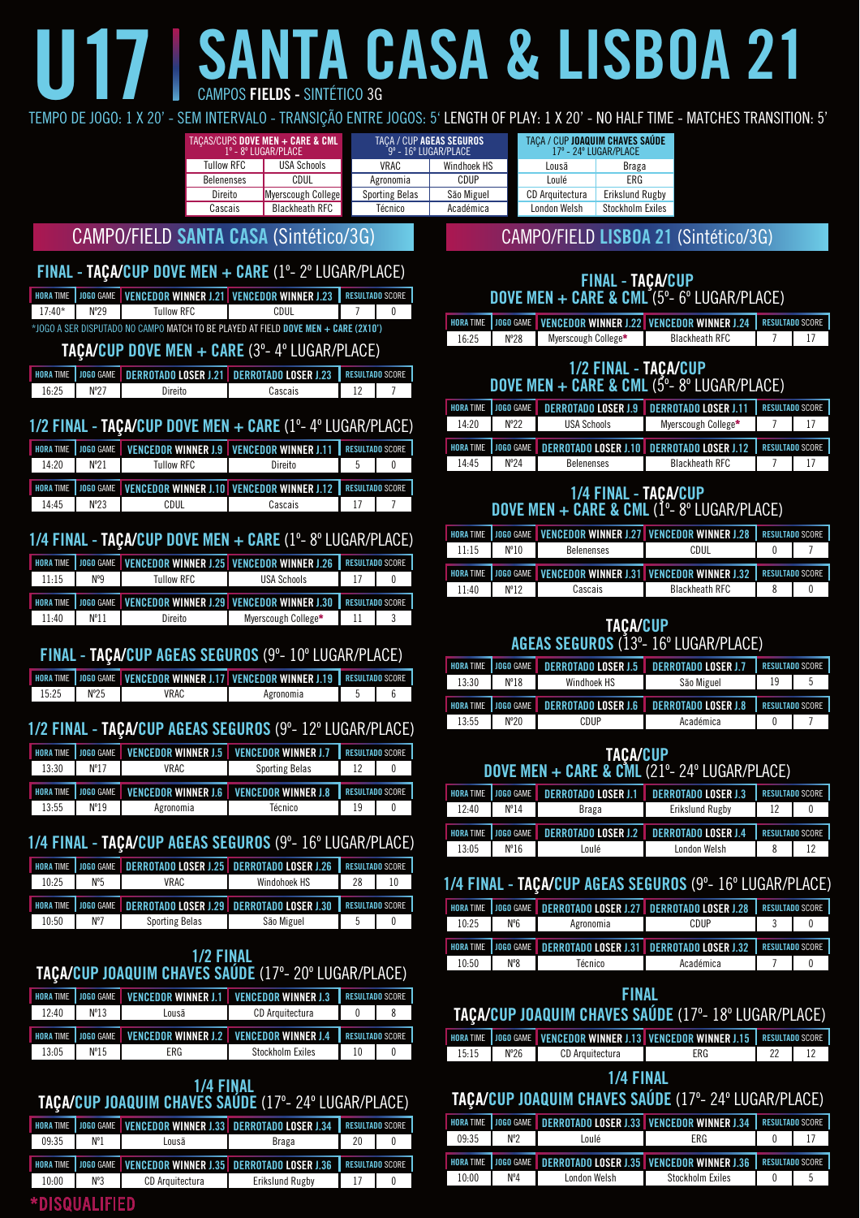# U17 | SANTA CASA & LISBOA 21

CAMPOS **FIELDS** - SINTÉTICO 3G

TEMPO DE JOGO: 1 X 20' - SEM INTERVALO - TRANSIÇÃO ENTRE JOGOS: 5' LENGTH OF PLAY: 1 X 20' - NO HALF TIME - MATCHES TRANSITION: 5'

| TAÇAS/CUPS **DOVE MEN + CARE & CML** 1º - 8º LUGAR/PLACE | |
|---|---|
| Tullow RFC | USA Schools |
| Belenenses | CDUL |
| Direito | Myerscough College |
| Cascais | Blackheath RFC |

| TAÇA / CUP **AGEAS SEGUROS** 9º - 16º LUGAR/PLACE | |
|---|---|
| VRAC | Windhoek HS |
| Agronomia | CDUP |
| Sporting Belas | São Miguel |
| Técnico | Académica |

| TAÇA / CUP **JOAQUIM CHAVES SAÚDE** 17º - 24º LUGAR/PLACE | |
|---|---|
| Lousã | Braga |
| Loulé | ERG |
| CD Arquitectura | Erikslund Rugby |
| London Welsh | Stockholm Exiles |

## CAMPO/FIELD SANTA CASA (Sintético/3G)

### FINAL - TAÇA/CUP DOVE MEN + CARE (1º- 2º LUGAR/PLACE)

| HORA TIME | JOGO GAME | VENCEDOR WINNER J.21 | VENCEDOR WINNER J.23 | RESULTADO SCORE | |
|---|---|---|---|---|---|
| 17:40* | Nº29 | Tullow RFC | CDUL | 7 | 0 |

*JOGO A SER DISPUTADO NO CAMPO MATCH TO BE PLAYED AT FIELD DOVE MEN + CARE (2X10')

### TAÇA/CUP DOVE MEN + CARE (3º- 4º LUGAR/PLACE)

| HORA TIME | JOGO GAME | DERROTADO LOSER J.21 | DERROTADO LOSER J.23 | RESULTADO SCORE | |
|---|---|---|---|---|---|
| 16:25 | Nº27 | Direito | Cascais | 12 | 7 |

### 1/2 FINAL - TAÇA/CUP DOVE MEN + CARE (1º- 4º LUGAR/PLACE)

| HORA TIME | JOGO GAME | VENCEDOR WINNER J.9 | VENCEDOR WINNER J.11 | RESULTADO SCORE | |
|---|---|---|---|---|---|
| 14:20 | Nº21 | Tullow RFC | Direito | 5 | 0 |

| HORA TIME | JOGO GAME | VENCEDOR WINNER J.10 | VENCEDOR WINNER J.12 | RESULTADO SCORE | |
|---|---|---|---|---|---|
| 14:45 | Nº23 | CDUL | Cascais | 17 | 7 |

### 1/4 FINAL - TAÇA/CUP DOVE MEN + CARE (1º- 8º LUGAR/PLACE)

| HORA TIME | JOGO GAME | VENCEDOR WINNER J.25 | VENCEDOR WINNER J.26 | RESULTADO SCORE | |
|---|---|---|---|---|---|
| 11:15 | Nº9 | Tullow RFC | USA Schools | 17 | 0 |

| HORA TIME | JOGO GAME | VENCEDOR WINNER J.29 | VENCEDOR WINNER J.30 | RESULTADO SCORE | |
|---|---|---|---|---|---|
| 11:40 | Nº11 | Direito | Myerscough College* | 11 | 3 |

### FINAL - TAÇA/CUP AGEAS SEGUROS (9º- 10º LUGAR/PLACE)

| HORA TIME | JOGO GAME | VENCEDOR WINNER J.17 | VENCEDOR WINNER J.19 | RESULTADO SCORE | |
|---|---|---|---|---|---|
| 15:25 | Nº25 | VRAC | Agronomia | 5 | 6 |

### 1/2 FINAL - TAÇA/CUP AGEAS SEGUROS (9º- 12º LUGAR/PLACE)

| HORA TIME | JOGO GAME | VENCEDOR WINNER J.5 | VENCEDOR WINNER J.7 | RESULTADO SCORE | |
|---|---|---|---|---|---|
| 13:30 | Nº17 | VRAC | Sporting Belas | 12 | 0 |

| HORA TIME | JOGO GAME | VENCEDOR WINNER J.6 | VENCEDOR WINNER J.8 | RESULTADO SCORE | |
|---|---|---|---|---|---|
| 13:55 | Nº19 | Agronomia | Técnico | 19 | 0 |

### 1/4 FINAL - TAÇA/CUP AGEAS SEGUROS (9º- 16º LUGAR/PLACE)

| HORA TIME | JOGO GAME | DERROTADO LOSER J.25 | DERROTADO LOSER J.26 | RESULTADO SCORE | |
|---|---|---|---|---|---|
| 10:25 | Nº5 | VRAC | Windohoek HS | 28 | 10 |

| HORA TIME | JOGO GAME | DERROTADO LOSER J.29 | DERROTADO LOSER J.30 | RESULTADO SCORE | |
|---|---|---|---|---|---|
| 10:50 | Nº7 | Sporting Belas | São Miguel | 5 | 0 |

### 1/2 FINAL TAÇA/CUP JOAQUIM CHAVES SAÚDE (17º- 20º LUGAR/PLACE)

| HORA TIME | JOGO GAME | VENCEDOR WINNER J.1 | VENCEDOR WINNER J.3 | RESULTADO SCORE | |
|---|---|---|---|---|---|
| 12:40 | Nº13 | Lousã | CD Arquitectura | 0 | 8 |

| HORA TIME | JOGO GAME | VENCEDOR WINNER J.2 | VENCEDOR WINNER J.4 | RESULTADO SCORE | |
|---|---|---|---|---|---|
| 13:05 | Nº15 | ERG | Stockholm Exiles | 10 | 0 |

### 1/4 FINAL TAÇA/CUP JOAQUIM CHAVES SAÚDE (17º- 24º LUGAR/PLACE)

| HORA TIME | JOGO GAME | VENCEDOR WINNER J.33 | DERROTADO LOSER J.34 | RESULTADO SCORE | |
|---|---|---|---|---|---|
| 09:35 | Nº1 | Lousã | Braga | 20 | 0 |

| HORA TIME | JOGO GAME | VENCEDOR WINNER J.35 | DERROTADO LOSER J.36 | RESULTADO SCORE | |
|---|---|---|---|---|---|
| 10:00 | Nº3 | CD Arquitectura | Erikslund Rugby | 17 | 0 |

*DISQUALIFIED

## CAMPO/FIELD LISBOA 21 (Sintético/3G)

### FINAL - TAÇA/CUP DOVE MEN + CARE & CML (5º- 6º LUGAR/PLACE)

| HORA TIME | JOGO GAME | VENCEDOR WINNER J.22 | VENCEDOR WINNER J.24 | RESULTADO SCORE | |
|---|---|---|---|---|---|
| 16:25 | Nº28 | Myerscough College* | Blackheath RFC | 7 | 17 |

### 1/2 FINAL - TAÇA/CUP DOVE MEN + CARE & CML (5º- 8º LUGAR/PLACE)

| HORA TIME | JOGO GAME | DERROTADO LOSER J.9 | DERROTADO LOSER J.11 | RESULTADO SCORE | |
|---|---|---|---|---|---|
| 14:20 | Nº22 | USA Schools | Myerscough College* | 7 | 17 |

| HORA TIME | JOGO GAME | DERROTADO LOSER J.10 | DERROTADO LOSER J.12 | RESULTADO SCORE | |
|---|---|---|---|---|---|
| 14:45 | Nº24 | Belenenses | Blackheath RFC | 7 | 17 |

### 1/4 FINAL - TAÇA/CUP DOVE MEN + CARE & CML (1º- 8º LUGAR/PLACE)

| HORA TIME | JOGO GAME | VENCEDOR WINNER J.27 | VENCEDOR WINNER J.28 | RESULTADO SCORE | |
|---|---|---|---|---|---|
| 11:15 | Nº10 | Belenenses | CDUL | 0 | 7 |

| HORA TIME | JOGO GAME | VENCEDOR WINNER J.31 | VENCEDOR WINNER J.32 | RESULTADO SCORE | |
|---|---|---|---|---|---|
| 11:40 | Nº12 | Cascais | Blackheath RFC | 8 | 0 |

### TAÇA/CUP AGEAS SEGUROS (13º- 16º LUGAR/PLACE)

| HORA TIME | JOGO GAME | DERROTADO LOSER J.5 | DERROTADO LOSER J.7 | RESULTADO SCORE | |
|---|---|---|---|---|---|
| 13:30 | Nº18 | Windhoek HS | São Miguel | 19 | 5 |

| HORA TIME | JOGO GAME | DERROTADO LOSER J.6 | DERROTADO LOSER J.8 | RESULTADO SCORE | |
|---|---|---|---|---|---|
| 13:55 | Nº20 | CDUP | Académica | 0 | 7 |

### TAÇA/CUP DOVE MEN + CARE & CML (21º- 24º LUGAR/PLACE)

| HORA TIME | JOGO GAME | DERROTADO LOSER J.1 | DERROTADO LOSER J.3 | RESULTADO SCORE | |
|---|---|---|---|---|---|
| 12:40 | Nº14 | Braga | Erikslund Rugby | 12 | 0 |

| HORA TIME | JOGO GAME | DERROTADO LOSER J.2 | DERROTADO LOSER J.4 | RESULTADO SCORE | |
|---|---|---|---|---|---|
| 13:05 | Nº16 | Loulé | London Welsh | 8 | 12 |

### 1/4 FINAL - TAÇA/CUP AGEAS SEGUROS (9º- 16º LUGAR/PLACE)

| HORA TIME | JOGO GAME | DERROTADO LOSER J.27 | DERROTADO LOSER J.28 | RESULTADO SCORE | |
|---|---|---|---|---|---|
| 10:25 | Nº6 | Agronomia | CDUP | 3 | 0 |

| HORA TIME | JOGO GAME | DERROTADO LOSER J.31 | DERROTADO LOSER J.32 | RESULTADO SCORE | |
|---|---|---|---|---|---|
| 10:50 | Nº8 | Técnico | Académica | 7 | 0 |

### FINAL TAÇA/CUP JOAQUIM CHAVES SAÚDE (17º- 18º LUGAR/PLACE)

| HORA TIME | JOGO GAME | VENCEDOR WINNER J.13 | VENCEDOR WINNER J.15 | RESULTADO SCORE | |
|---|---|---|---|---|---|
| 15:15 | Nº26 | CD Arquitectura | ERG | 22 | 12 |

### 1/4 FINAL TAÇA/CUP JOAQUIM CHAVES SAÚDE (17º- 24º LUGAR/PLACE)

| HORA TIME | JOGO GAME | DERROTADO LOSER J.33 | VENCEDOR WINNER J.34 | RESULTADO SCORE | |
|---|---|---|---|---|---|
| 09:35 | Nº2 | Loulé | ERG | 0 | 17 |

| HORA TIME | JOGO GAME | DERROTADO LOSER J.35 | VENCEDOR WINNER J.36 | RESULTADO SCORE | |
|---|---|---|---|---|---|
| 10:00 | Nº4 | London Welsh | Stockholm Exiles | 0 | 5 |